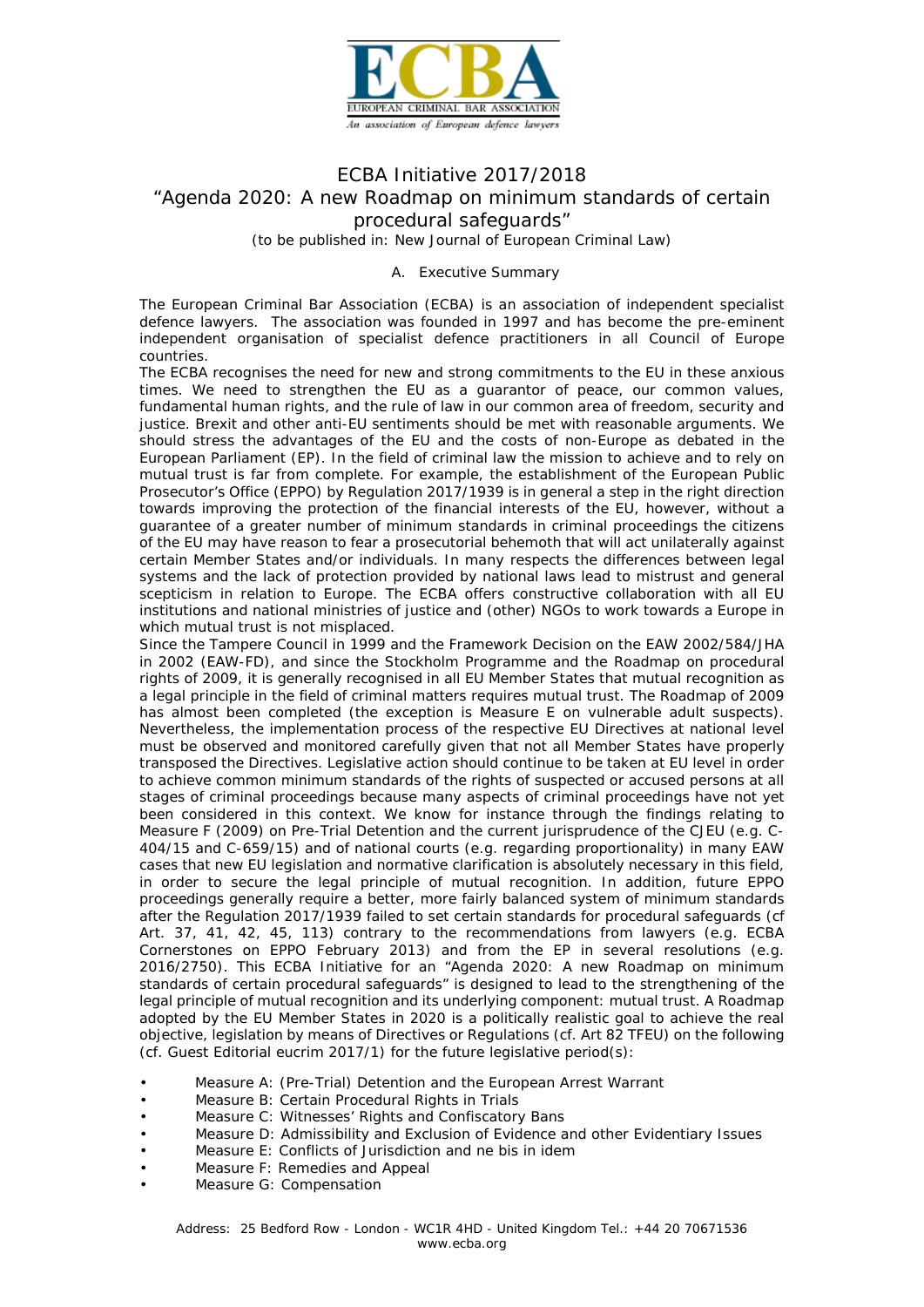# ECBA Initiative 2017/2018

# "Agenda 2020: A new Roadmap on minimum standards of certain procedural safeguards"

(to be published in: New Journal of European Criminal Law)

## A. Executive Summary

The European Criminal Bar Association (ECBA) is an association of independent specialist defence lawyers. The association was founded in 1997 and has become the pre-eminent independent organisation of specialist defence practitioners in all Council of Europe countries.

The ECBA recognises the need for new and strong commitments to the EU in these anxious times. We need to strengthen the EU as a guarantor of peace, our common values, fundamental human rights, and the rule of law in our common area of freedom, security and justice. Brexit and other anti-EU sentiments should be met with reasonable arguments. We should stress the advantages of the EU and the costs of non-Europe as debated in the European Parliament (EP). In the field of criminal law the mission to achieve and to rely on mutual trust is far from complete. For example, the establishment of the European Public Prosecutor's Office (EPPO) by Regulation 2017/1939 is in general a step in the right direction towards improving the protection of the financial interests of the EU, however, without a guarantee of a greater number of minimum standards in criminal proceedings the citizens of the EU may have reason to fear a prosecutorial behemoth that will act unilaterally against certain Member States and/or individuals. In many respects the differences between legal systems and the lack of protection provided by national laws lead to mistrust and general scepticism in relation to Europe. The ECBA offers constructive collaboration with all EU institutions and national ministries of justice and (other) NGOs to work towards a Europe in which mutual trust is not misplaced.

Since the Tampere Council in 1999 and the Framework Decision on the EAW 2002/584/JHA in 2002 (EAW-FD), and since the Stockholm Programme and the Roadmap on procedural rights of 2009, it is generally recognised in all EU Member States that mutual recognition as a legal principle in the field of criminal matters requires mutual trust. The Roadmap of 2009 has almost been completed (the exception is Measure E on vulnerable adult suspects). Nevertheless, the implementation process of the respective EU Directives at national level must be observed and monitored carefully given that not all Member States have properly transposed the Directives. Legislative action should continue to be taken at EU level in order to achieve common minimum standards of the rights of suspected or accused persons at all stages of criminal proceedings because many aspects of criminal proceedings have not yet been considered in this context. We know for instance through the findings relating to Measure F (2009) on Pre-Trial Detention and the current jurisprudence of the CJEU (e.g. C-404/15 and C-659/15) and of national courts (e.g. regarding proportionality) in many EAW cases that new EU legislation and normative clarification is absolutely necessary in this field, in order to secure the legal principle of mutual recognition. In addition, future EPPO proceedings generally require a better, more fairly balanced system of minimum standards after the Regulation 2017/1939 failed to set certain standards for procedural safeguards (cf Art. 37, 41, 42, 45, 113) contrary to the recommendations from lawyers (e.g. ECBA Cornerstones on EPPO February 2013) and from the EP in several resolutions (e.g. 2016/2750). This ECBA Initiative for an "Agenda 2020: A new Roadmap on minimum standards of certain procedural safeguards" is designed to lead to the strengthening of the legal principle of mutual recognition and its underlying component: mutual trust. A Roadmap adopted by the EU Member States in 2020 is a politically realistic goal to achieve the real objective, legislation by means of Directives or Regulations (cf. Art 82 TFEU) on the following (cf. Guest Editorial eucrim 2017/1) for the future legislative period(s):

- Measure A: (Pre-Trial) Detention and the European Arrest Warrant
- Measure B: Certain Procedural Rights in Trials
- Measure C: Witnesses' Rights and Confiscatory Bans
- Measure D: Admissibility and Exclusion of Evidence and other Evidentiary Issues
- Measure E: Conflicts of Jurisdiction and ne bis in idem
- Measure F: Remedies and Appeal
- Measure G: Compensation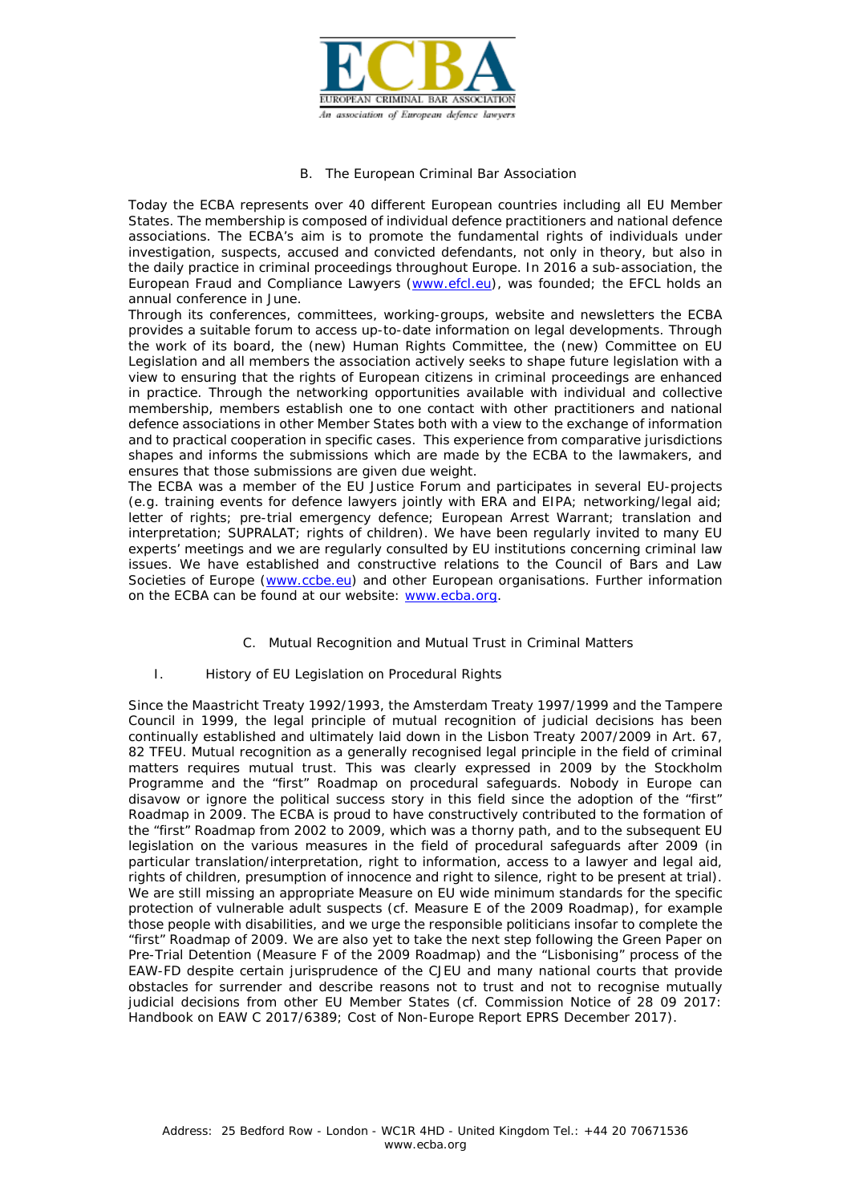## B. The European Criminal Bar Association

Today the ECBA represents over 40 different European countries including all EU Member States. The membership is composed of individual defence practitioners and national defence associations. The ECBA's aim is to promote the fundamental rights of individuals under investigation, suspects, accused and convicted defendants, not only in theory, but also in the daily practice in criminal proceedings throughout Europe. In 2016 a sub-association, the European Fraud and Compliance Lawyers (www.efcl.eu), was founded; the EFCL holds an annual conference in June.

Through its conferences, committees, working-groups, website and newsletters the ECBA provides a suitable forum to access up-to-date information on legal developments. Through the work of its board, the (new) Human Rights Committee, the (new) Committee on EU Legislation and all members the association actively seeks to shape future legislation with a view to ensuring that the rights of European citizens in criminal proceedings are enhanced in practice. Through the networking opportunities available with individual and collective membership, members establish one to one contact with other practitioners and national defence associations in other Member States both with a view to the exchange of information and to practical cooperation in specific cases. This experience from comparative jurisdictions shapes and informs the submissions which are made by the ECBA to the lawmakers, and ensures that those submissions are given due weight.

The ECBA was a member of the EU Justice Forum and participates in several EU-projects (e.g. training events for defence lawyers jointly with ERA and EIPA; networking/legal aid; letter of rights; pre-trial emergency defence; European Arrest Warrant; translation and interpretation; SUPRALAT; rights of children). We have been regularly invited to many EU experts' meetings and we are regularly consulted by EU institutions concerning criminal law issues. We have established and constructive relations to the Council of Bars and Law Societies of Europe (www.ccbe.eu) and other European organisations. Further information on the ECBA can be found at our website: www.ecba.org.

## C. Mutual Recognition and Mutual Trust in Criminal Matters

### I. History of EU Legislation on Procedural Rights

Since the Maastricht Treaty 1992/1993, the Amsterdam Treaty 1997/1999 and the Tampere Council in 1999, the legal principle of mutual recognition of judicial decisions has been continually established and ultimately laid down in the Lisbon Treaty 2007/2009 in Art. 67, 82 TFEU. Mutual recognition as a generally recognised legal principle in the field of criminal matters requires mutual trust. This was clearly expressed in 2009 by the Stockholm Programme and the "first" Roadmap on procedural safeguards. Nobody in Europe can disavow or ignore the political success story in this field since the adoption of the "first" Roadmap in 2009. The ECBA is proud to have constructively contributed to the formation of the "first" Roadmap from 2002 to 2009, which was a thorny path, and to the subsequent EU legislation on the various measures in the field of procedural safeguards after 2009 (in particular translation/interpretation, right to information, access to a lawyer and legal aid, rights of children, presumption of innocence and right to silence, right to be present at trial). We are still missing an appropriate Measure on EU wide minimum standards for the specific protection of vulnerable adult suspects (cf. Measure E of the 2009 Roadmap), for example those people with disabilities, and we urge the responsible politicians insofar to complete the "first" Roadmap of 2009. We are also yet to take the next step following the Green Paper on Pre-Trial Detention (Measure F of the 2009 Roadmap) and the "Lisbonising" process of the EAW-FD despite certain jurisprudence of the CJEU and many national courts that provide obstacles for surrender and describe reasons not to trust and not to recognise mutually judicial decisions from other EU Member States (cf. Commission Notice of 28 09 2017: Handbook on EAW C 2017/6389; Cost of Non-Europe Report EPRS December 2017).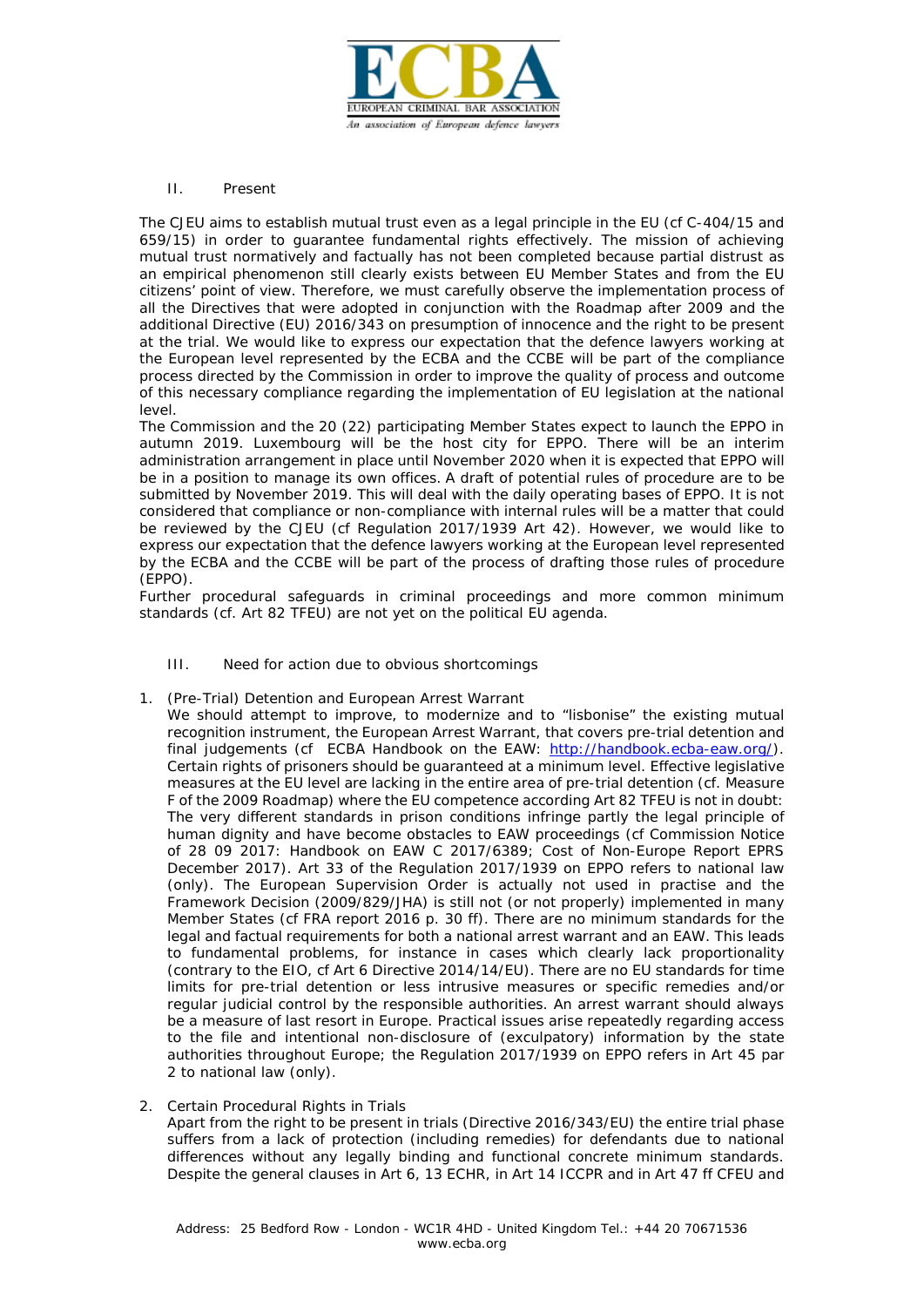II. Present

The CJEU aims to establish mutual trust even as a legal principle in the EU (cf C-404/15 and 659/15) in order to guarantee fundamental rights effectively. The mission of achieving mutual trust normatively and factually has not been completed because partial distrust as an empirical phenomenon still clearly exists between EU Member States and from the EU citizens' point of view. Therefore, we must carefully observe the implementation process of all the Directives that were adopted in conjunction with the Roadmap after 2009 and the additional Directive (EU) 2016/343 on presumption of innocence and the right to be present at the trial. We would like to express our expectation that the defence lawyers working at the European level represented by the ECBA and the CCBE will be part of the compliance process directed by the Commission in order to improve the quality of process and outcome of this necessary compliance regarding the implementation of EU legislation at the national level.

The Commission and the 20 (22) participating Member States expect to launch the EPPO in autumn 2019. Luxembourg will be the host city for EPPO. There will be an interim administration arrangement in place until November 2020 when it is expected that EPPO will be in a position to manage its own offices. A draft of potential rules of procedure are to be submitted by November 2019. This will deal with the daily operating bases of EPPO. It is not considered that compliance or non-compliance with internal rules will be a matter that could be reviewed by the CJEU (cf Regulation 2017/1939 Art 42). However, we would like to express our expectation that the defence lawyers working at the European level represented by the ECBA and the CCBE will be part of the process of drafting those rules of procedure (EPPO).

Further procedural safeguards in criminal proceedings and more common minimum standards (cf. Art 82 TFEU) are not yet on the political EU agenda.

III. Need for action due to obvious shortcomings

1. (Pre-Trial) Detention and European Arrest Warrant
   We should attempt to improve, to modernize and to "lisbonise" the existing mutual recognition instrument, the European Arrest Warrant, that covers pre-trial detention and final judgements (cf ECBA Handbook on the EAW: http://handbook.ecba-eaw.org/). Certain rights of prisoners should be guaranteed at a minimum level. Effective legislative measures at the EU level are lacking in the entire area of pre-trial detention (cf. Measure F of the 2009 Roadmap) where the EU competence according Art 82 TFEU is not in doubt: The very different standards in prison conditions infringe partly the legal principle of human dignity and have become obstacles to EAW proceedings (cf Commission Notice of 28 09 2017: Handbook on EAW C 2017/6389; Cost of Non-Europe Report EPRS December 2017). Art 33 of the Regulation 2017/1939 on EPPO refers to national law (only). The European Supervision Order is actually not used in practise and the Framework Decision (2009/829/JHA) is still not (or not properly) implemented in many Member States (cf FRA report 2016 p. 30 ff). There are no minimum standards for the legal and factual requirements for both a national arrest warrant and an EAW. This leads to fundamental problems, for instance in cases which clearly lack proportionality (contrary to the EIO, cf Art 6 Directive 2014/14/EU). There are no EU standards for time limits for pre-trial detention or less intrusive measures or specific remedies and/or regular judicial control by the responsible authorities. An arrest warrant should always be a measure of last resort in Europe. Practical issues arise repeatedly regarding access to the file and intentional non-disclosure of (exculpatory) information by the state authorities throughout Europe; the Regulation 2017/1939 on EPPO refers in Art 45 par 2 to national law (only).

2. Certain Procedural Rights in Trials
   Apart from the right to be present in trials (Directive 2016/343/EU) the entire trial phase suffers from a lack of protection (including remedies) for defendants due to national differences without any legally binding and functional concrete minimum standards. Despite the general clauses in Art 6, 13 ECHR, in Art 14 ICCPR and in Art 47 ff CFEU and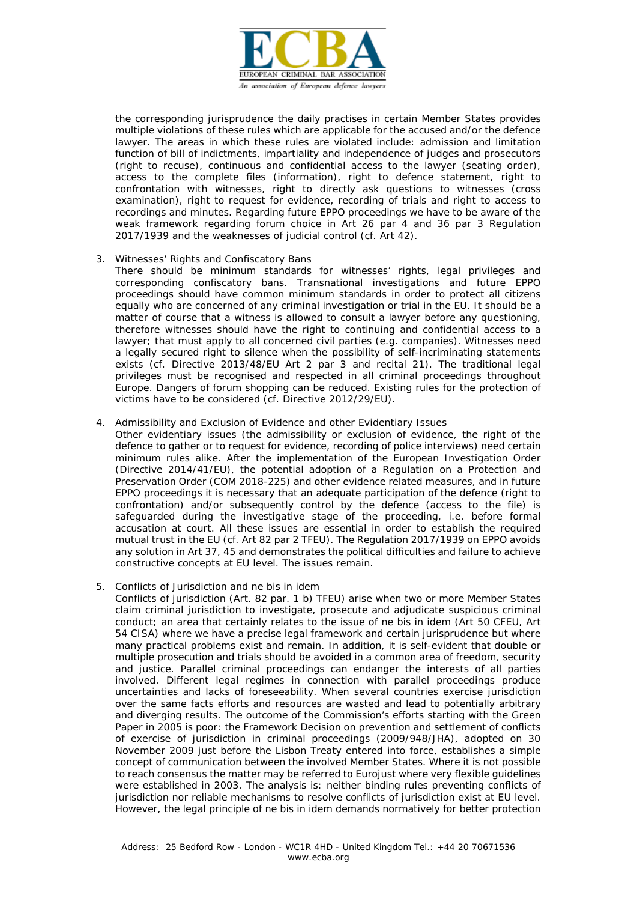the corresponding jurisprudence the daily practises in certain Member States provides multiple violations of these rules which are applicable for the accused and/or the defence lawyer. The areas in which these rules are violated include: admission and limitation function of bill of indictments, impartiality and independence of judges and prosecutors (right to recuse), continuous and confidential access to the lawyer (seating order), access to the complete files (information), right to defence statement, right to confrontation with witnesses, right to directly ask questions to witnesses (cross examination), right to request for evidence, recording of trials and right to access to recordings and minutes. Regarding future EPPO proceedings we have to be aware of the weak framework regarding forum choice in Art 26 par 4 and 36 par 3 Regulation 2017/1939 and the weaknesses of judicial control (cf. Art 42).

3. Witnesses' Rights and Confiscatory Bans
   There should be minimum standards for witnesses' rights, legal privileges and corresponding confiscatory bans. Transnational investigations and future EPPO proceedings should have common minimum standards in order to protect all citizens equally who are concerned of any criminal investigation or trial in the EU. It should be a matter of course that a witness is allowed to consult a lawyer before any questioning, therefore witnesses should have the right to continuing and confidential access to a lawyer; that must apply to all concerned civil parties (e.g. companies). Witnesses need a legally secured right to silence when the possibility of self-incriminating statements exists (cf. Directive 2013/48/EU Art 2 par 3 and recital 21). The traditional legal privileges must be recognised and respected in all criminal proceedings throughout Europe. Dangers of forum shopping can be reduced. Existing rules for the protection of victims have to be considered (cf. Directive 2012/29/EU).

4. Admissibility and Exclusion of Evidence and other Evidentiary Issues
   Other evidentiary issues (the admissibility or exclusion of evidence, the right of the defence to gather or to request for evidence, recording of police interviews) need certain minimum rules alike. After the implementation of the European Investigation Order (Directive 2014/41/EU), the potential adoption of a Regulation on a Protection and Preservation Order (COM 2018-225) and other evidence related measures, and in future EPPO proceedings it is necessary that an adequate participation of the defence (right to confrontation) and/or subsequently control by the defence (access to the file) is safeguarded during the investigative stage of the proceeding, i.e. before formal accusation at court. All these issues are essential in order to establish the required mutual trust in the EU (cf. Art 82 par 2 TFEU). The Regulation 2017/1939 on EPPO avoids any solution in Art 37, 45 and demonstrates the political difficulties and failure to achieve constructive concepts at EU level. The issues remain.

5. Conflicts of Jurisdiction and ne bis in idem
   Conflicts of jurisdiction (Art. 82 par. 1 b) TFEU) arise when two or more Member States claim criminal jurisdiction to investigate, prosecute and adjudicate suspicious criminal conduct; an area that certainly relates to the issue of ne bis in idem (Art 50 CFEU, Art 54 CISA) where we have a precise legal framework and certain jurisprudence but where many practical problems exist and remain. In addition, it is self-evident that double or multiple prosecution and trials should be avoided in a common area of freedom, security and justice. Parallel criminal proceedings can endanger the interests of all parties involved. Different legal regimes in connection with parallel proceedings produce uncertainties and lacks of foreseeability. When several countries exercise jurisdiction over the same facts efforts and resources are wasted and lead to potentially arbitrary and diverging results. The outcome of the Commission's efforts starting with the Green Paper in 2005 is poor: the Framework Decision on prevention and settlement of conflicts of exercise of jurisdiction in criminal proceedings (2009/948/JHA), adopted on 30 November 2009 just before the Lisbon Treaty entered into force, establishes a simple concept of communication between the involved Member States. Where it is not possible to reach consensus the matter may be referred to Eurojust where very flexible guidelines were established in 2003. The analysis is: neither binding rules preventing conflicts of jurisdiction nor reliable mechanisms to resolve conflicts of jurisdiction exist at EU level. However, the legal principle of ne bis in idem demands normatively for better protection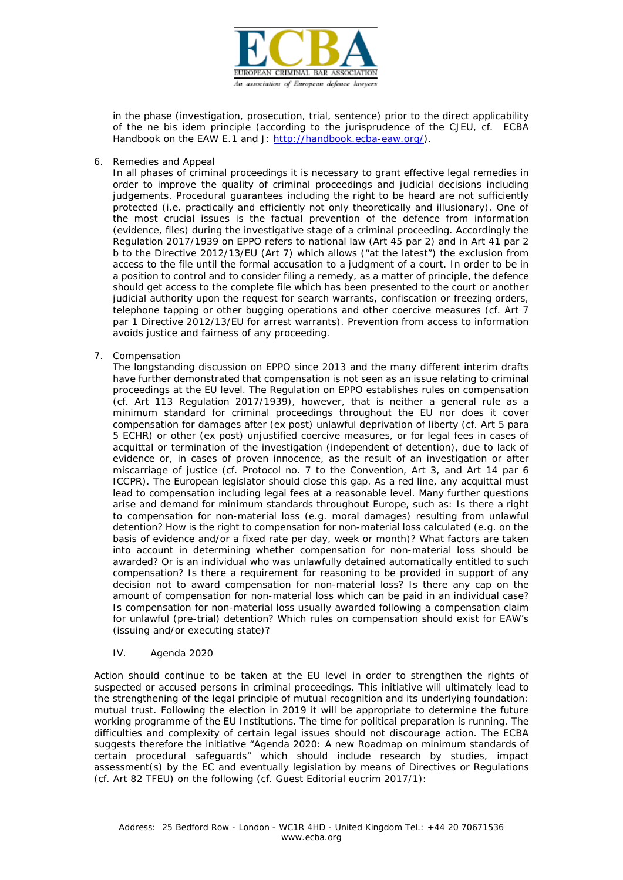in the phase (investigation, prosecution, trial, sentence) prior to the direct applicability of the ne bis idem principle (according to the jurisprudence of the CJEU, cf. ECBA Handbook on the EAW E.1 and J: http://handbook.ecba-eaw.org/).

6. Remedies and Appeal
   In all phases of criminal proceedings it is necessary to grant effective legal remedies in order to improve the quality of criminal proceedings and judicial decisions including judgements. Procedural guarantees including the right to be heard are not sufficiently protected (i.e. practically and efficiently not only theoretically and illusionary). One of the most crucial issues is the factual prevention of the defence from information (evidence, files) during the investigative stage of a criminal proceeding. Accordingly the Regulation 2017/1939 on EPPO refers to national law (Art 45 par 2) and in Art 41 par 2 b to the Directive 2012/13/EU (Art 7) which allows ("at the latest") the exclusion from access to the file until the formal accusation to a judgment of a court. In order to be in a position to control and to consider filing a remedy, as a matter of principle, the defence should get access to the complete file which has been presented to the court or another judicial authority upon the request for search warrants, confiscation or freezing orders, telephone tapping or other bugging operations and other coercive measures (cf. Art 7 par 1 Directive 2012/13/EU for arrest warrants). Prevention from access to information avoids justice and fairness of any proceeding.

7. Compensation
   The longstanding discussion on EPPO since 2013 and the many different interim drafts have further demonstrated that compensation is not seen as an issue relating to criminal proceedings at the EU level. The Regulation on EPPO establishes rules on compensation (cf. Art 113 Regulation 2017/1939), however, that is neither a general rule as a minimum standard for criminal proceedings throughout the EU nor does it cover compensation for damages after (ex post) unlawful deprivation of liberty (cf. Art 5 para 5 ECHR) or other (ex post) unjustified coercive measures, or for legal fees in cases of acquittal or termination of the investigation (independent of detention), due to lack of evidence or, in cases of proven innocence, as the result of an investigation or after miscarriage of justice (cf. Protocol no. 7 to the Convention, Art 3, and Art 14 par 6 ICCPR). The European legislator should close this gap. As a red line, any acquittal must lead to compensation including legal fees at a reasonable level. Many further questions arise and demand for minimum standards throughout Europe, such as: Is there a right to compensation for non-material loss (e.g. moral damages) resulting from unlawful detention? How is the right to compensation for non-material loss calculated (e.g. on the basis of evidence and/or a fixed rate per day, week or month)? What factors are taken into account in determining whether compensation for non-material loss should be awarded? Or is an individual who was unlawfully detained automatically entitled to such compensation? Is there a requirement for reasoning to be provided in support of any decision not to award compensation for non-material loss? Is there any cap on the amount of compensation for non-material loss which can be paid in an individual case? Is compensation for non-material loss usually awarded following a compensation claim for unlawful (pre-trial) detention? Which rules on compensation should exist for EAW's (issuing and/or executing state)?

## IV. Agenda 2020

Action should continue to be taken at the EU level in order to strengthen the rights of suspected or accused persons in criminal proceedings. This initiative will ultimately lead to the strengthening of the legal principle of mutual recognition and its underlying foundation: mutual trust. Following the election in 2019 it will be appropriate to determine the future working programme of the EU Institutions. The time for political preparation is running. The difficulties and complexity of certain legal issues should not discourage action. The ECBA suggests therefore the initiative "Agenda 2020: A new Roadmap on minimum standards of certain procedural safeguards" which should include research by studies, impact assessment(s) by the EC and eventually legislation by means of Directives or Regulations (cf. Art 82 TFEU) on the following (cf. Guest Editorial eucrim 2017/1):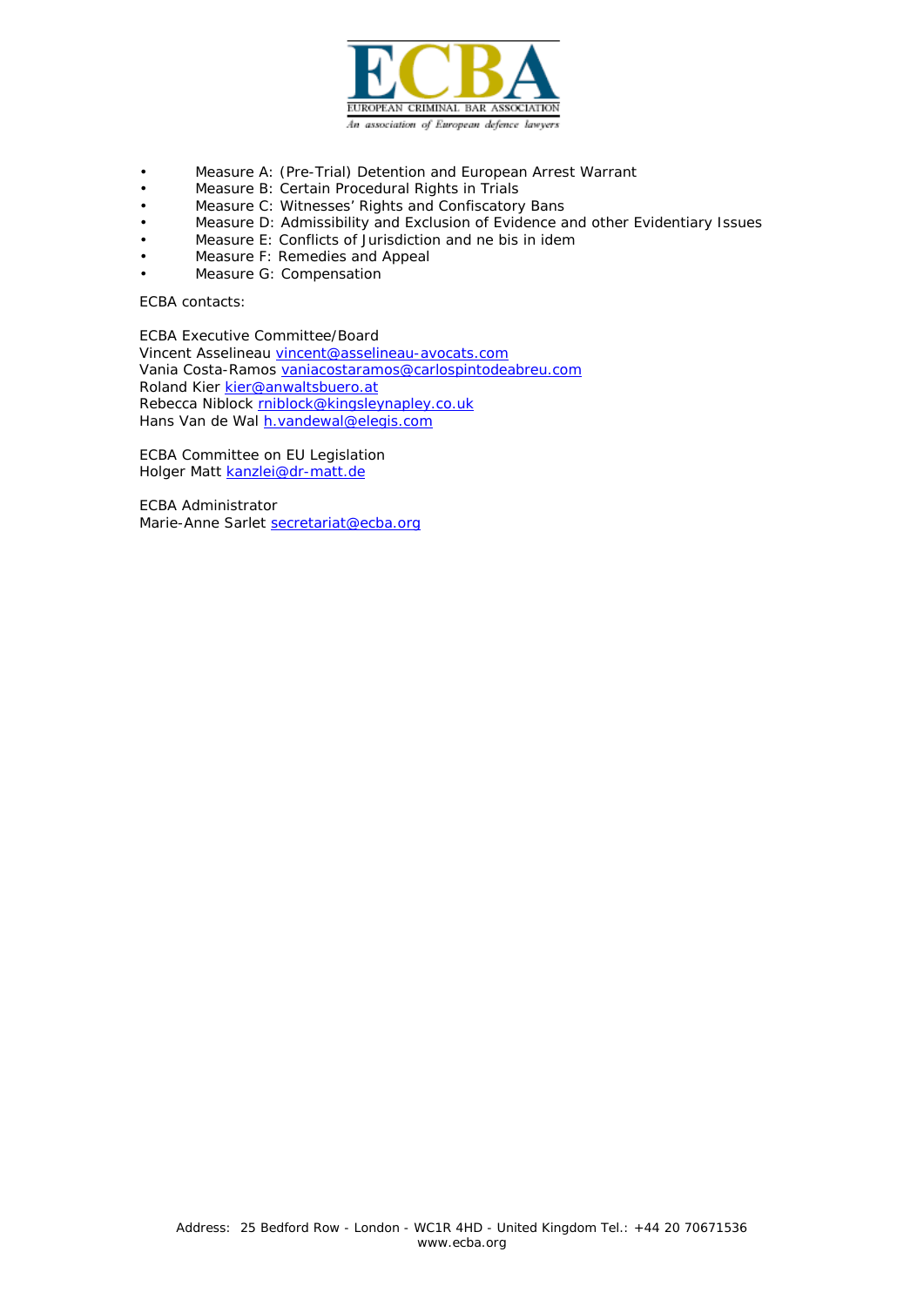- Measure A: (Pre-Trial) Detention and European Arrest Warrant
- Measure B: Certain Procedural Rights in Trials
- Measure C: Witnesses' Rights and Confiscatory Bans
- Measure D: Admissibility and Exclusion of Evidence and other Evidentiary Issues
- Measure E: Conflicts of Jurisdiction and ne bis in idem
- Measure F: Remedies and Appeal
- Measure G: Compensation

ECBA contacts:

ECBA Executive Committee/Board
Vincent Asselineau vincent@asselineau-avocats.com
Vania Costa-Ramos vaniacostaramos@carlospintodeabreu.com
Roland Kier kier@anwaltsbuero.at
Rebecca Niblock rniblock@kingsleynapley.co.uk
Hans Van de Wal h.vandewal@elegis.com

ECBA Committee on EU Legislation
Holger Matt kanzlei@dr-matt.de

ECBA Administrator
Marie-Anne Sarlet secretariat@ecba.org